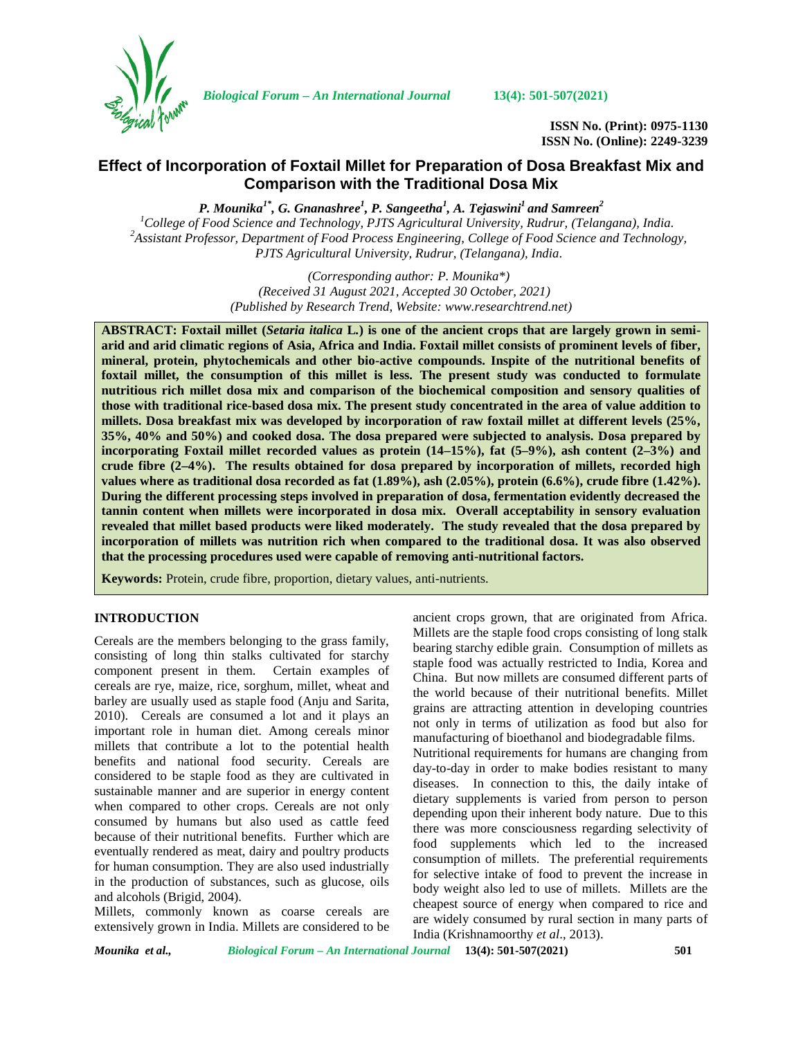# Effect of Incorporation of Foxtail Millet for Preparation of Dosa Breakfast Mix and Comparison with the Traditional Dosa Mix

***P. Mounika[1*], G. Gnanashree[1], P. Sangeetha[1], A. Tejaswini[1] and Samreen[2]***

[1]College of Food Science and Technology, PJTS Agricultural University, Rudrur, (Telangana), India.
[2]Assistant Professor, Department of Food Process Engineering, College of Food Science and Technology, PJTS Agricultural University, Rudrur, (Telangana), India.

*(Corresponding author: P. Mounika\*)*
*(Received 31 August 2021, Accepted 30 October, 2021)*
*(Published by Research Trend, Website: www.researchtrend.net)*

**ABSTRACT: Foxtail millet (*Setaria italica* L.) is one of the ancient crops that are largely grown in semi-arid and arid climatic regions of Asia, Africa and India. Foxtail millet consists of prominent levels of fiber, mineral, protein, phytochemicals and other bio-active compounds. Inspite of the nutritional benefits of foxtail millet, the consumption of this millet is less. The present study was conducted to formulate nutritious rich millet dosa mix and comparison of the biochemical composition and sensory qualities of those with traditional rice-based dosa mix. The present study concentrated in the area of value addition to millets. Dosa breakfast mix was developed by incorporation of raw foxtail millet at different levels (25%, 35%, 40% and 50%) and cooked dosa. The dosa prepared were subjected to analysis. Dosa prepared by incorporating Foxtail millet recorded values as protein (14–15%), fat (5–9%), ash content (2–3%) and crude fibre (2–4%). The results obtained for dosa prepared by incorporation of millets, recorded high values where as traditional dosa recorded as fat (1.89%), ash (2.05%), protein (6.6%), crude fibre (1.42%). During the different processing steps involved in preparation of dosa, fermentation evidently decreased the tannin content when millets were incorporated in dosa mix. Overall acceptability in sensory evaluation revealed that millet based products were liked moderately. The study revealed that the dosa prepared by incorporation of millets was nutrition rich when compared to the traditional dosa. It was also observed that the processing procedures used were capable of removing anti-nutritional factors.**

**Keywords:** Protein, crude fibre, proportion, dietary values, anti-nutrients.

## INTRODUCTION

Cereals are the members belonging to the grass family, consisting of long thin stalks cultivated for starchy component present in them. Certain examples of cereals are rye, maize, rice, sorghum, millet, wheat and barley are usually used as staple food (Anju and Sarita, 2010). Cereals are consumed a lot and it plays an important role in human diet. Among cereals minor millets that contribute a lot to the potential health benefits and national food security. Cereals are considered to be staple food as they are cultivated in sustainable manner and are superior in energy content when compared to other crops. Cereals are not only consumed by humans but also used as cattle feed because of their nutritional benefits. Further which are eventually rendered as meat, dairy and poultry products for human consumption. They are also used industrially in the production of substances, such as glucose, oils and alcohols (Brigid, 2004).

Millets, commonly known as coarse cereals are extensively grown in India. Millets are considered to be ancient crops grown, that are originated from Africa. Millets are the staple food crops consisting of long stalk bearing starchy edible grain. Consumption of millets as staple food was actually restricted to India, Korea and China. But now millets are consumed different parts of the world because of their nutritional benefits. Millet grains are attracting attention in developing countries not only in terms of utilization as food but also for manufacturing of bioethanol and biodegradable films.

Nutritional requirements for humans are changing from day-to-day in order to make bodies resistant to many diseases. In connection to this, the daily intake of dietary supplements is varied from person to person depending upon their inherent body nature. Due to this there was more consciousness regarding selectivity of food supplements which led to the increased consumption of millets. The preferential requirements for selective intake of food to prevent the increase in body weight also led to use of millets. Millets are the cheapest source of energy when compared to rice and are widely consumed by rural section in many parts of India (Krishnamoorthy *et al*., 2013).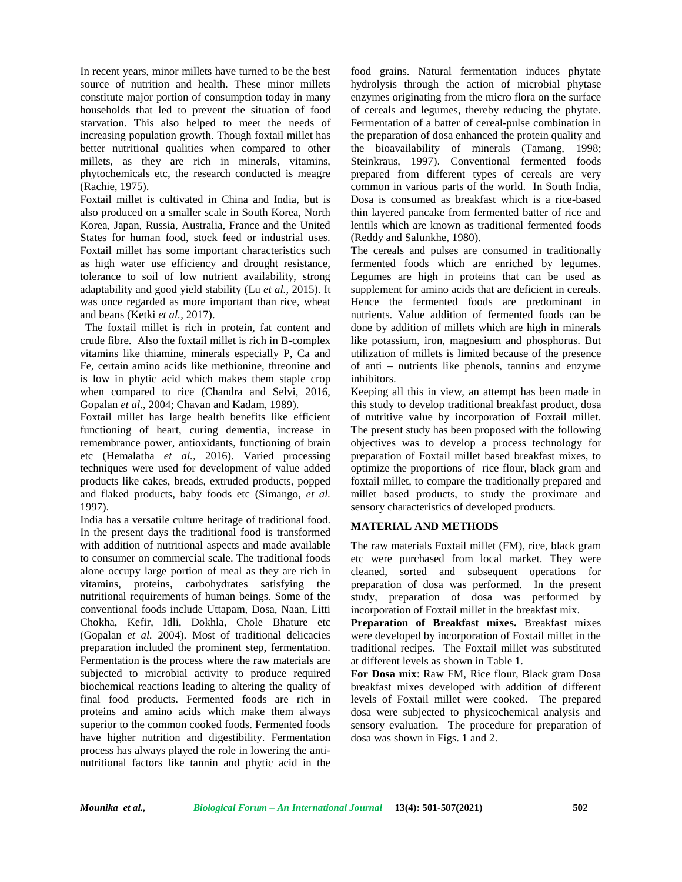In recent years, minor millets have turned to be the best source of nutrition and health. These minor millets constitute major portion of consumption today in many households that led to prevent the situation of food starvation. This also helped to meet the needs of increasing population growth. Though foxtail millet has better nutritional qualities when compared to other millets, as they are rich in minerals, vitamins, phytochemicals etc, the research conducted is meagre (Rachie, 1975).

Foxtail millet is cultivated in China and India, but is also produced on a smaller scale in South Korea, North Korea, Japan, Russia, Australia, France and the United States for human food, stock feed or industrial uses. Foxtail millet has some important characteristics such as high water use efficiency and drought resistance, tolerance to soil of low nutrient availability, strong adaptability and good yield stability (Lu *et al.,* 2015). It was once regarded as more important than rice, wheat and beans (Ketki *et al.,* 2017).

The foxtail millet is rich in protein, fat content and crude fibre. Also the foxtail millet is rich in B-complex vitamins like thiamine, minerals especially P, Ca and Fe, certain amino acids like methionine, threonine and is low in phytic acid which makes them staple crop when compared to rice (Chandra and Selvi, 2016, Gopalan *et al*., 2004; Chavan and Kadam, 1989).

Foxtail millet has large health benefits like efficient functioning of heart, curing dementia, increase in remembrance power, antioxidants, functioning of brain etc (Hemalatha *et al.,* 2016). Varied processing techniques were used for development of value added products like cakes, breads, extruded products, popped and flaked products, baby foods etc (Simango, *et al.* 1997).

India has a versatile culture heritage of traditional food. In the present days the traditional food is transformed with addition of nutritional aspects and made available to consumer on commercial scale. The traditional foods alone occupy large portion of meal as they are rich in vitamins, proteins, carbohydrates satisfying the nutritional requirements of human beings. Some of the conventional foods include Uttapam, Dosa, Naan, Litti Chokha, Kefir, Idli, Dokhla, Chole Bhature etc (Gopalan *et al.* 2004). Most of traditional delicacies preparation included the prominent step, fermentation. Fermentation is the process where the raw materials are subjected to microbial activity to produce required biochemical reactions leading to altering the quality of final food products. Fermented foods are rich in proteins and amino acids which make them always superior to the common cooked foods. Fermented foods have higher nutrition and digestibility. Fermentation process has always played the role in lowering the anti-nutritional factors like tannin and phytic acid in the food grains. Natural fermentation induces phytate hydrolysis through the action of microbial phytase enzymes originating from the micro flora on the surface of cereals and legumes, thereby reducing the phytate. Fermentation of a batter of cereal-pulse combination in the preparation of dosa enhanced the protein quality and the bioavailability of minerals (Tamang, 1998; Steinkraus, 1997). Conventional fermented foods prepared from different types of cereals are very common in various parts of the world. In South India, Dosa is consumed as breakfast which is a rice-based thin layered pancake from fermented batter of rice and lentils which are known as traditional fermented foods (Reddy and Salunkhe, 1980).

The cereals and pulses are consumed in traditionally fermented foods which are enriched by legumes. Legumes are high in proteins that can be used as supplement for amino acids that are deficient in cereals. Hence the fermented foods are predominant in nutrients. Value addition of fermented foods can be done by addition of millets which are high in minerals like potassium, iron, magnesium and phosphorus. But utilization of millets is limited because of the presence of anti – nutrients like phenols, tannins and enzyme inhibitors.

Keeping all this in view, an attempt has been made in this study to develop traditional breakfast product, dosa of nutritive value by incorporation of Foxtail millet. The present study has been proposed with the following objectives was to develop a process technology for preparation of Foxtail millet based breakfast mixes, to optimize the proportions of rice flour, black gram and foxtail millet, to compare the traditionally prepared and millet based products, to study the proximate and sensory characteristics of developed products.

## MATERIAL AND METHODS

The raw materials Foxtail millet (FM), rice, black gram etc were purchased from local market. They were cleaned, sorted and subsequent operations for preparation of dosa was performed. In the present study, preparation of dosa was performed by incorporation of Foxtail millet in the breakfast mix.

**Preparation of Breakfast mixes.** Breakfast mixes were developed by incorporation of Foxtail millet in the traditional recipes. The Foxtail millet was substituted at different levels as shown in Table 1.

**For Dosa mix**: Raw FM, Rice flour, Black gram Dosa breakfast mixes developed with addition of different levels of Foxtail millet were cooked. The prepared dosa were subjected to physicochemical analysis and sensory evaluation. The procedure for preparation of dosa was shown in Figs. 1 and 2.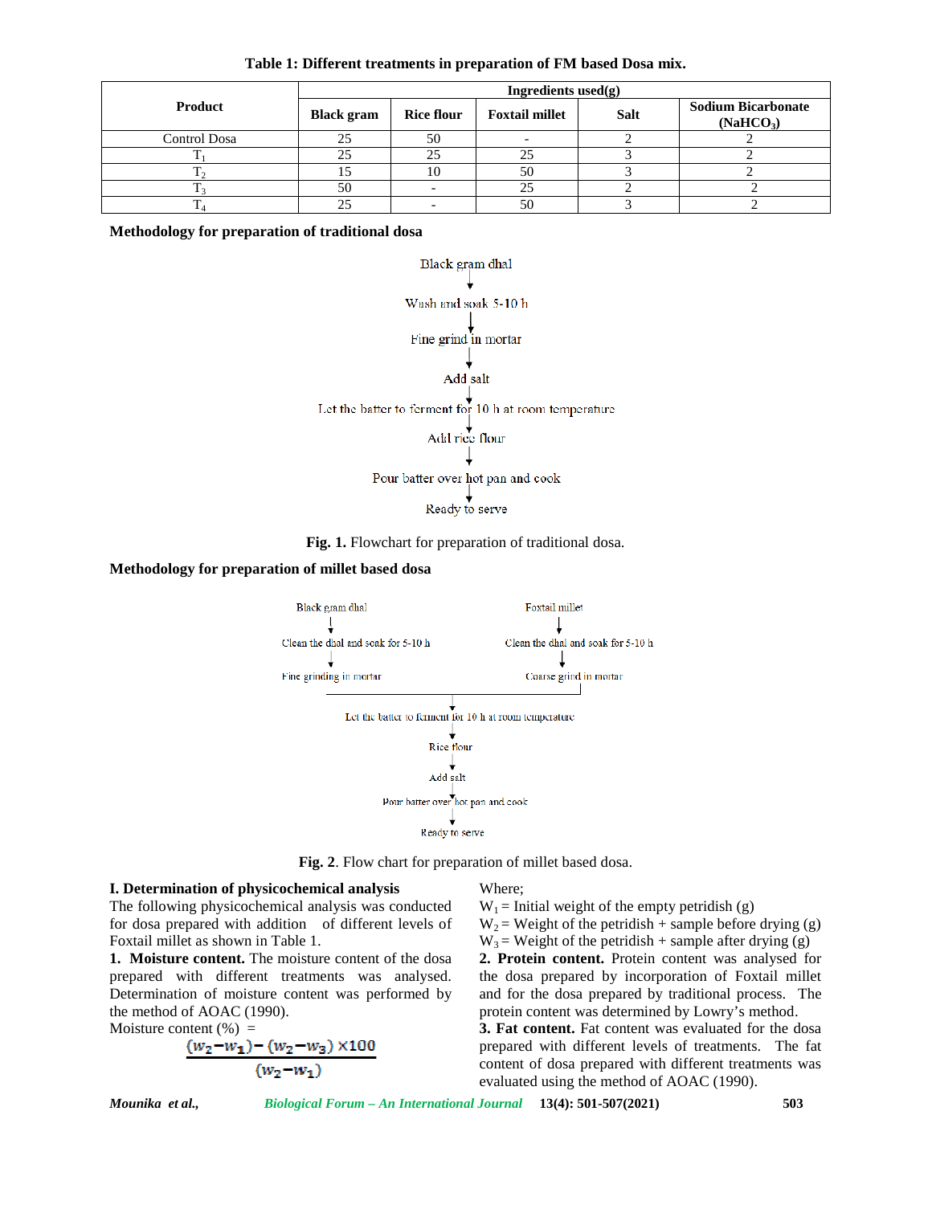**Table 1: Different treatments in preparation of FM based Dosa mix.**

| Product | Ingredients used(g) | | | | |
|---|---|---|---|---|---|
| | Black gram | Rice flour | Foxtail millet | Salt | Sodium Bicarbonate ($NaHCO_3$) |
| Control Dosa | 25 | 50 | - | 2 | 2 |
| $T_1$ | 25 | 25 | 25 | 3 | 2 |
| $T_2$ | 15 | 10 | 50 | 3 | 2 |
| $T_3$ | 50 | - | 25 | 2 | 2 |
| $T_4$ | 25 | - | 50 | 3 | 2 |

**Methodology for preparation of traditional dosa**

Black gram dhal
↓
Wash and soak 5-10 h
↓
Fine grind in mortar
↓
Add salt
↓
Let the batter to ferment for 10 h at room temperature
↓
Add rice flour
↓
Pour batter over hot pan and cook
↓
Ready to serve

**Fig. 1.** Flowchart for preparation of traditional dosa.

**Methodology for preparation of millet based dosa**

Black gram dhal → Clean the dhal and soak for 5-10 h → Fine grinding in mortar

Foxtail millet → Clean the dhal and soak for 5-10 h → Coarse grind in mortar

↓
Let the batter to ferment for 10 h at room temperature
↓
Rice flour
↓
Add salt
↓
Pour batter over hot pan and cook
↓
Ready to serve

**Fig. 2**. Flow chart for preparation of millet based dosa.

**I. Determination of physicochemical analysis**

The following physicochemical analysis was conducted for dosa prepared with addition of different levels of Foxtail millet as shown in Table 1.

**1. Moisture content.** The moisture content of the dosa prepared with different treatments was analysed. Determination of moisture content was performed by the method of AOAC (1990).

Moisture content (%) =

$$\frac{(w_2 - w_1) - (w_2 - w_3) \times 100}{(w_2 - w_1)}$$

Where;

$W_1$ = Initial weight of the empty petridish (g)

$W_2$ = Weight of the petridish + sample before drying (g)

$W_3$ = Weight of the petridish + sample after drying (g)

**2. Protein content.** Protein content was analysed for the dosa prepared by incorporation of Foxtail millet and for the dosa prepared by traditional process. The protein content was determined by Lowry's method.

**3. Fat content.** Fat content was evaluated for the dosa prepared with different levels of treatments. The fat content of dosa prepared with different treatments was evaluated using the method of AOAC (1990).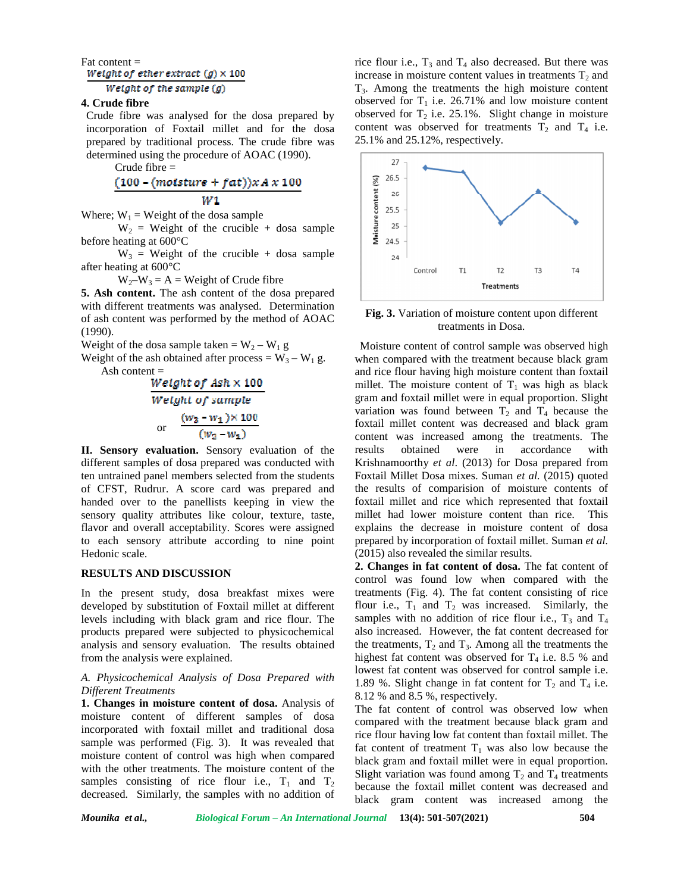Fat content =

$$\frac{\text{Weight of ether extract (g)} \times 100}{\text{Weight of the sample (g)}}$$

**4. Crude fibre**

Crude fibre was analysed for the dosa prepared by incorporation of Foxtail millet and for the dosa prepared by traditional process. The crude fibre was determined using the procedure of AOAC (1990).

Crude fibre =

$$\frac{(100 - (moisture + fat)) x A x 100}{W1}$$

Where; $W_1$ = Weight of the dosa sample

$W_2$ = Weight of the crucible + dosa sample before heating at 600°C

$W_3$ = Weight of the crucible + dosa sample after heating at 600°C

$W_2$–$W_3$ = A = Weight of Crude fibre

**5. Ash content.** The ash content of the dosa prepared with different treatments was analysed. Determination of ash content was performed by the method of AOAC (1990).

Weight of the dosa sample taken = $W_2 - W_1$ g

Weight of the ash obtained after process = $W_3 - W_1$ g.

Ash content =

$$\frac{\text{Weight of Ash} \times 100}{\text{Weight of sample}}$$

or

$$\frac{(w_3 - w_1) \times 100}{(w_2 - w_1)}$$

**II. Sensory evaluation.** Sensory evaluation of the different samples of dosa prepared was conducted with ten untrained panel members selected from the students of CFST, Rudrur. A score card was prepared and handed over to the panellists keeping in view the sensory quality attributes like colour, texture, taste, flavor and overall acceptability. Scores were assigned to each sensory attribute according to nine point Hedonic scale.

## RESULTS AND DISCUSSION

In the present study, dosa breakfast mixes were developed by substitution of Foxtail millet at different levels including with black gram and rice flour. The products prepared were subjected to physicochemical analysis and sensory evaluation. The results obtained from the analysis were explained.

*A. Physicochemical Analysis of Dosa Prepared with Different Treatments*

**1. Changes in moisture content of dosa.** Analysis of moisture content of different samples of dosa incorporated with foxtail millet and traditional dosa sample was performed (Fig. 3). It was revealed that moisture content of control was high when compared with the other treatments. The moisture content of the samples consisting of rice flour i.e., $T_1$ and $T_2$ decreased. Similarly, the samples with no addition of rice flour i.e., $T_3$ and $T_4$ also decreased. But there was increase in moisture content values in treatments $T_2$ and $T_3$. Among the treatments the high moisture content observed for $T_1$ i.e. 26.71% and low moisture content observed for $T_2$ i.e. 25.1%. Slight change in moisture content was observed for treatments $T_2$ and $T_4$ i.e. 25.1% and 25.12%, respectively.

**Fig. 3.** Variation of moisture content upon different treatments in Dosa.

Moisture content of control sample was observed high when compared with the treatment because black gram and rice flour having high moisture content than foxtail millet. The moisture content of $T_1$ was high as black gram and foxtail millet were in equal proportion. Slight variation was found between $T_2$ and $T_4$ because the foxtail millet content was decreased and black gram content was increased among the treatments. The results obtained were in accordance with Krishnamoorthy *et al*. (2013) for Dosa prepared from Foxtail Millet Dosa mixes. Suman *et al.* (2015) quoted the results of comparision of moisture contents of foxtail millet and rice which represented that foxtail millet had lower moisture content than rice. This explains the decrease in moisture content of dosa prepared by incorporation of foxtail millet. Suman *et al.* (2015) also revealed the similar results.

**2. Changes in fat content of dosa.** The fat content of control was found low when compared with the treatments (Fig. 4). The fat content consisting of rice flour i.e., $T_1$ and $T_2$ was increased. Similarly, the samples with no addition of rice flour i.e., $T_3$ and $T_4$ also increased. However, the fat content decreased for the treatments, $T_2$ and $T_3$. Among all the treatments the highest fat content was observed for $T_4$ i.e. 8.5 % and lowest fat content was observed for control sample i.e. 1.89 %. Slight change in fat content for $T_2$ and $T_4$ i.e. 8.12 % and 8.5 %, respectively.

The fat content of control was observed low when compared with the treatment because black gram and rice flour having low fat content than foxtail millet. The fat content of treatment $T_1$ was also low because the black gram and foxtail millet were in equal proportion. Slight variation was found among $T_2$ and $T_4$ treatments because the foxtail millet content was decreased and black gram content was increased among the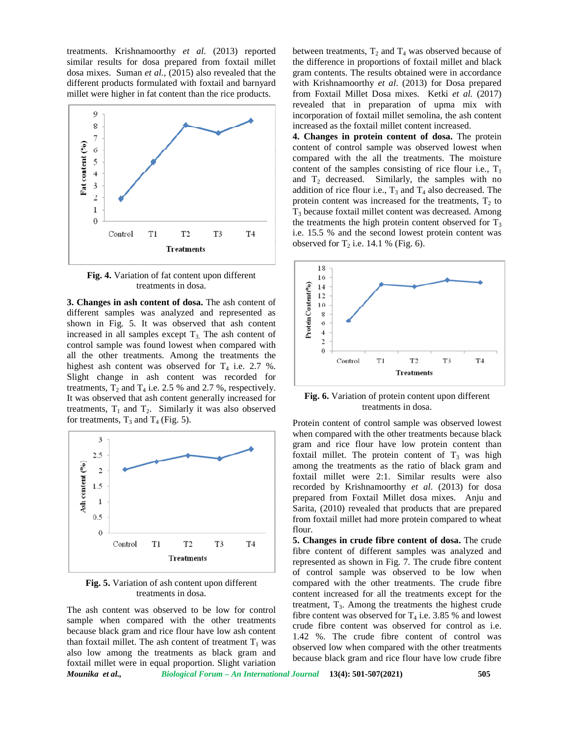treatments. Krishnamoorthy *et al.* (2013) reported similar results for dosa prepared from foxtail millet dosa mixes. Suman *et al.,* (2015) also revealed that the different products formulated with foxtail and barnyard millet were higher in fat content than the rice products.

**Fig. 4.** Variation of fat content upon different treatments in dosa.

**3. Changes in ash content of dosa.** The ash content of different samples was analyzed and represented as shown in Fig. 5. It was observed that ash content increased in all samples except $T_3$. The ash content of control sample was found lowest when compared with all the other treatments. Among the treatments the highest ash content was observed for $T_4$ i.e. 2.7 %. Slight change in ash content was recorded for treatments, $T_2$ and $T_4$ i.e. 2.5 % and 2.7 %, respectively. It was observed that ash content generally increased for treatments, $T_1$ and $T_2$. Similarly it was also observed for treatments, $T_3$ and $T_4$ (Fig. 5).

**Fig. 5.** Variation of ash content upon different treatments in dosa.

The ash content was observed to be low for control sample when compared with the other treatments because black gram and rice flour have low ash content than foxtail millet. The ash content of treatment $T_1$ was also low among the treatments as black gram and foxtail millet were in equal proportion. Slight variation between treatments, $T_2$ and $T_4$ was observed because of the difference in proportions of foxtail millet and black gram contents. The results obtained were in accordance with Krishnamoorthy *et al*. (2013) for Dosa prepared from Foxtail Millet Dosa mixes. Ketki *et al.* (2017) revealed that in preparation of upma mix with incorporation of foxtail millet semolina, the ash content increased as the foxtail millet content increased.

**4. Changes in protein content of dosa.** The protein content of control sample was observed lowest when compared with the all the treatments. The moisture content of the samples consisting of rice flour i.e., $T_1$ and $T_2$ decreased. Similarly, the samples with no addition of rice flour i.e., $T_3$ and $T_4$ also decreased. The protein content was increased for the treatments, $T_2$ to $T_3$ because foxtail millet content was decreased. Among the treatments the high protein content observed for $T_3$ i.e. 15.5 % and the second lowest protein content was observed for $T_2$ i.e. 14.1 % (Fig. 6).

**Fig. 6.** Variation of protein content upon different treatments in dosa.

Protein content of control sample was observed lowest when compared with the other treatments because black gram and rice flour have low protein content than foxtail millet. The protein content of $T_3$ was high among the treatments as the ratio of black gram and foxtail millet were 2:1. Similar results were also recorded by Krishnamoorthy *et al*. (2013) for dosa prepared from Foxtail Millet dosa mixes. Anju and Sarita, (2010) revealed that products that are prepared from foxtail millet had more protein compared to wheat flour.

**5. Changes in crude fibre content of dosa.** The crude fibre content of different samples was analyzed and represented as shown in Fig. 7. The crude fibre content of control sample was observed to be low when compared with the other treatments. The crude fibre content increased for all the treatments except for the treatment, $T_3$. Among the treatments the highest crude fibre content was observed for $T_4$ i.e. 3.85 % and lowest crude fibre content was observed for control as i.e. 1.42 %. The crude fibre content of control was observed low when compared with the other treatments because black gram and rice flour have low crude fibre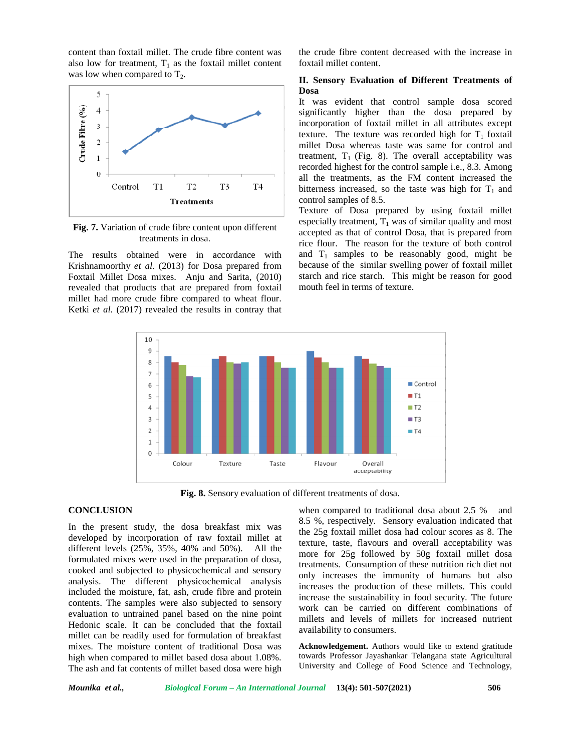content than foxtail millet. The crude fibre content was also low for treatment, $T_1$ as the foxtail millet content was low when compared to $T_2$.

**Fig. 7.** Variation of crude fibre content upon different treatments in dosa.

The results obtained were in accordance with Krishnamoorthy *et al*. (2013) for Dosa prepared from Foxtail Millet Dosa mixes. Anju and Sarita, (2010) revealed that products that are prepared from foxtail millet had more crude fibre compared to wheat flour. Ketki *et al.* (2017) revealed the results in contray that the crude fibre content decreased with the increase in foxtail millet content.

**II. Sensory Evaluation of Different Treatments of Dosa**

It was evident that control sample dosa scored significantly higher than the dosa prepared by incorporation of foxtail millet in all attributes except texture. The texture was recorded high for $T_1$ foxtail millet Dosa whereas taste was same for control and treatment, $T_1$ (Fig. 8). The overall acceptability was recorded highest for the control sample i.e., 8.3. Among all the treatments, as the FM content increased the bitterness increased, so the taste was high for $T_1$ and control samples of 8.5.

Texture of Dosa prepared by using foxtail millet especially treatment, $T_1$ was of similar quality and most accepted as that of control Dosa, that is prepared from rice flour. The reason for the texture of both control and $T_1$ samples to be reasonably good, might be because of the similar swelling power of foxtail millet starch and rice starch. This might be reason for good mouth feel in terms of texture.

**Fig. 8.** Sensory evaluation of different treatments of dosa.

## CONCLUSION

In the present study, the dosa breakfast mix was developed by incorporation of raw foxtail millet at different levels (25%, 35%, 40% and 50%). All the formulated mixes were used in the preparation of dosa, cooked and subjected to physicochemical and sensory analysis. The different physicochemical analysis included the moisture, fat, ash, crude fibre and protein contents. The samples were also subjected to sensory evaluation to untrained panel based on the nine point Hedonic scale. It can be concluded that the foxtail millet can be readily used for formulation of breakfast mixes. The moisture content of traditional Dosa was high when compared to millet based dosa about 1.08%. The ash and fat contents of millet based dosa were high when compared to traditional dosa about 2.5 % and 8.5 %, respectively. Sensory evaluation indicated that the 25g foxtail millet dosa had colour scores as 8. The texture, taste, flavours and overall acceptability was more for 25g followed by 50g foxtail millet dosa treatments. Consumption of these nutrition rich diet not only increases the immunity of humans but also increases the production of these millets. This could increase the sustainability in food security. The future work can be carried on different combinations of millets and levels of millets for increased nutrient availability to consumers.

**Acknowledgement.** Authors would like to extend gratitude towards Professor Jayashankar Telangana state Agricultural University and College of Food Science and Technology,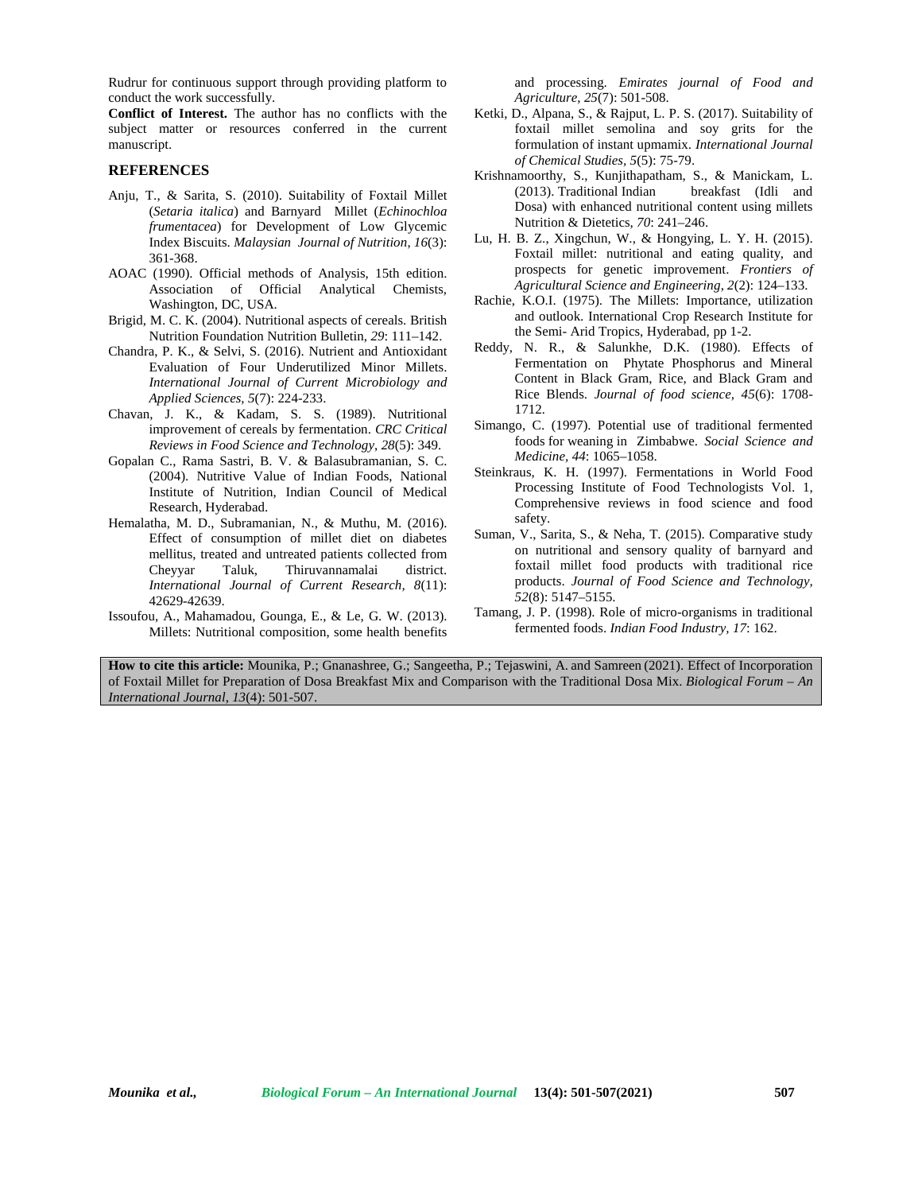Rudrur for continuous support through providing platform to conduct the work successfully.

**Conflict of Interest.** The author has no conflicts with the subject matter or resources conferred in the current manuscript.

## REFERENCES

Anju, T., & Sarita, S. (2010). Suitability of Foxtail Millet (*Setaria italica*) and Barnyard Millet (*Echinochloa frumentacea*) for Development of Low Glycemic Index Biscuits. *Malaysian Journal of Nutrition*, *16*(3): 361-368.

AOAC (1990). Official methods of Analysis, 15th edition. Association of Official Analytical Chemists, Washington, DC, USA.

Brigid, M. C. K. (2004). Nutritional aspects of cereals. British Nutrition Foundation Nutrition Bulletin, *29*: 111–142.

Chandra, P. K., & Selvi, S. (2016). Nutrient and Antioxidant Evaluation of Four Underutilized Minor Millets. *International Journal of Current Microbiology and Applied Sciences*, *5*(7): 224-233.

Chavan, J. K., & Kadam, S. S. (1989). Nutritional improvement of cereals by fermentation. *CRC Critical Reviews in Food Science and Technology*, *28*(5): 349.

Gopalan C., Rama Sastri, B. V. & Balasubramanian, S. C. (2004). Nutritive Value of Indian Foods, National Institute of Nutrition, Indian Council of Medical Research, Hyderabad.

Hemalatha, M. D., Subramanian, N., & Muthu, M. (2016). Effect of consumption of millet diet on diabetes mellitus, treated and untreated patients collected from Cheyyar Taluk, Thiruvannamalai district. *International Journal of Current Research*, *8*(11): 42629-42639.

Issoufou, A., Mahamadou, Gounga, E., & Le, G. W. (2013). Millets: Nutritional composition, some health benefits and processing. *Emirates journal of Food and Agriculture*, *25*(7): 501-508.

Ketki, D., Alpana, S., & Rajput, L. P. S. (2017). Suitability of foxtail millet semolina and soy grits for the formulation of instant upmamix. *International Journal of Chemical Studies*, *5*(5): 75-79.

Krishnamoorthy, S., Kunjithapatham, S., & Manickam, L. (2013). Traditional Indian breakfast (Idli and Dosa) with enhanced nutritional content using millets Nutrition & Dietetics, *70*: 241–246.

Lu, H. B. Z., Xingchun, W., & Hongying, L. Y. H. (2015). Foxtail millet: nutritional and eating quality, and prospects for genetic improvement. *Frontiers of Agricultural Science and Engineering*, *2*(2): 124–133.

Rachie, K.O.I. (1975). The Millets: Importance, utilization and outlook. International Crop Research Institute for the Semi- Arid Tropics, Hyderabad, pp 1-2.

Reddy, N. R., & Salunkhe, D.K. (1980). Effects of Fermentation on Phytate Phosphorus and Mineral Content in Black Gram, Rice, and Black Gram and Rice Blends. *Journal of food science*, *45*(6): 1708-1712.

Simango, C. (1997). Potential use of traditional fermented foods for weaning in Zimbabwe. *Social Science and Medicine*, *44*: 1065–1058.

Steinkraus, K. H. (1997). Fermentations in World Food Processing Institute of Food Technologists Vol. 1, Comprehensive reviews in food science and food safety.

Suman, V., Sarita, S., & Neha, T. (2015). Comparative study on nutritional and sensory quality of barnyard and foxtail millet food products with traditional rice products. *Journal of Food Science and Technology*, *52*(8): 5147–5155.

Tamang, J. P. (1998). Role of micro-organisms in traditional fermented foods. *Indian Food Industry*, *17*: 162.

**How to cite this article:** Mounika, P.; Gnanashree, G.; Sangeetha, P.; Tejaswini, A. and Samreen (2021). Effect of Incorporation of Foxtail Millet for Preparation of Dosa Breakfast Mix and Comparison with the Traditional Dosa Mix. *Biological Forum – An International Journal*, *13*(4): 501-507.